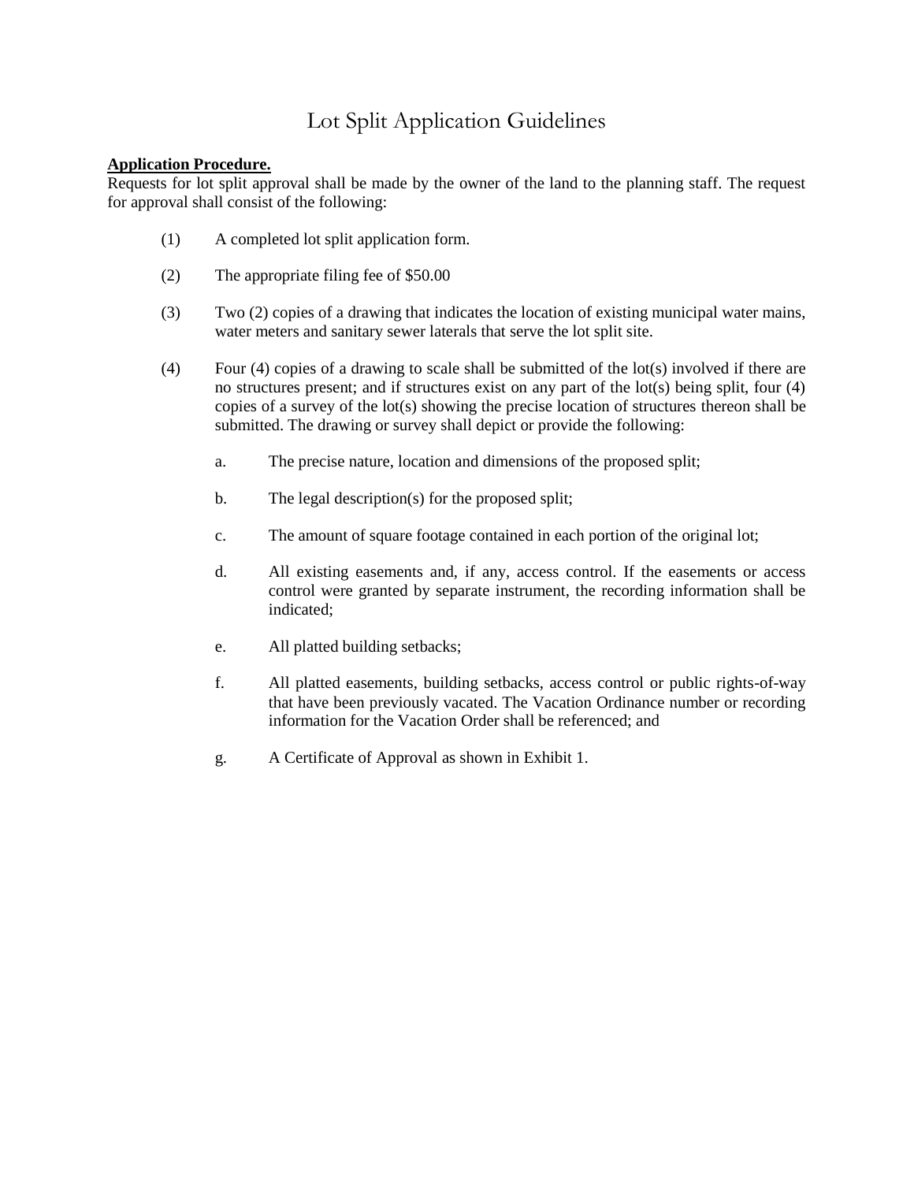# Lot Split Application Guidelines

**Application Procedure.**

Requests for lot split approval shall be made by the owner of the land to the planning staff. The request for approval shall consist of the following:

(1) A completed lot split application form.

(2) The appropriate filing fee of $50.00

(3) Two (2) copies of a drawing that indicates the location of existing municipal water mains, water meters and sanitary sewer laterals that serve the lot split site.

(4) Four (4) copies of a drawing to scale shall be submitted of the lot(s) involved if there are no structures present; and if structures exist on any part of the lot(s) being split, four (4) copies of a survey of the lot(s) showing the precise location of structures thereon shall be submitted. The drawing or survey shall depict or provide the following:

- a. The precise nature, location and dimensions of the proposed split;
- b. The legal description(s) for the proposed split;
- c. The amount of square footage contained in each portion of the original lot;
- d. All existing easements and, if any, access control. If the easements or access control were granted by separate instrument, the recording information shall be indicated;
- e. All platted building setbacks;
- f. All platted easements, building setbacks, access control or public rights-of-way that have been previously vacated. The Vacation Ordinance number or recording information for the Vacation Order shall be referenced; and
- g. A Certificate of Approval as shown in Exhibit 1.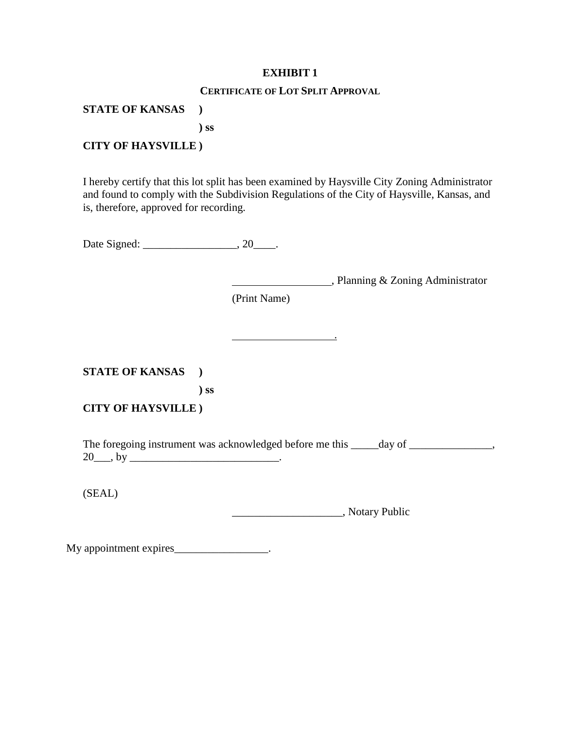**EXHIBIT 1**

**CERTIFICATE OF LOT SPLIT APPROVAL**

**STATE OF KANSAS )**
**) ss**
**CITY OF HAYSVILLE )**

I hereby certify that this lot split has been examined by Haysville City Zoning Administrator and found to comply with the Subdivision Regulations of the City of Haysville, Kansas, and is, therefore, approved for recording.

Date Signed: _________________, 20____.

_________________, Planning & Zoning Administrator
(Print Name)

__________________.

**STATE OF KANSAS )**
**) ss**
**CITY OF HAYSVILLE )**

The foregoing instrument was acknowledged before me this _____day of _______________, 20___, by ___________________________.

(SEAL)

____________________, Notary Public

My appointment expires_________________.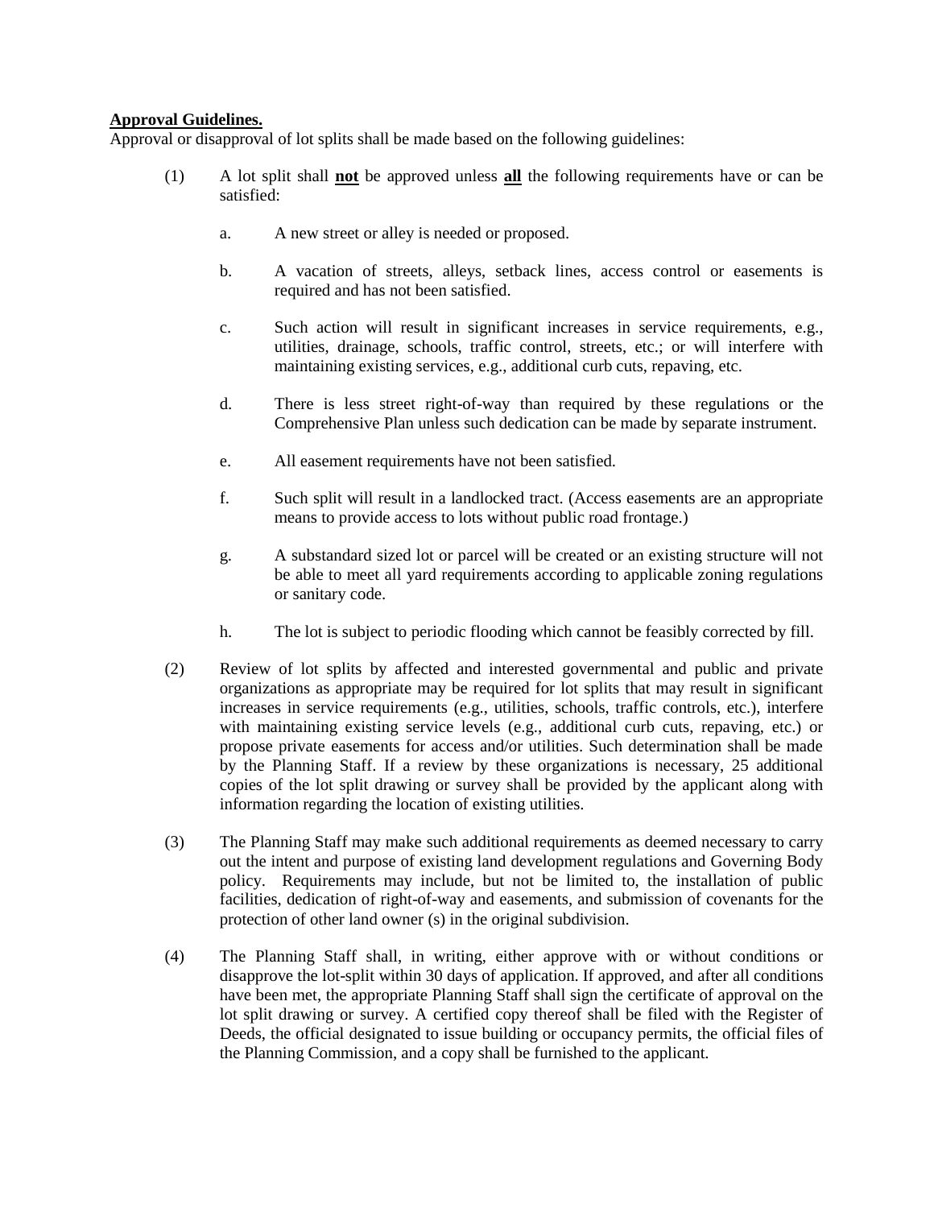**Approval Guidelines.**

Approval or disapproval of lot splits shall be made based on the following guidelines:

(1) A lot split shall **not** be approved unless **all** the following requirements have or can be satisfied:

   a. A new street or alley is needed or proposed.

   b. A vacation of streets, alleys, setback lines, access control or easements is required and has not been satisfied.

   c. Such action will result in significant increases in service requirements, e.g., utilities, drainage, schools, traffic control, streets, etc.; or will interfere with maintaining existing services, e.g., additional curb cuts, repaving, etc.

   d. There is less street right-of-way than required by these regulations or the Comprehensive Plan unless such dedication can be made by separate instrument.

   e. All easement requirements have not been satisfied.

   f. Such split will result in a landlocked tract. (Access easements are an appropriate means to provide access to lots without public road frontage.)

   g. A substandard sized lot or parcel will be created or an existing structure will not be able to meet all yard requirements according to applicable zoning regulations or sanitary code.

   h. The lot is subject to periodic flooding which cannot be feasibly corrected by fill.

(2) Review of lot splits by affected and interested governmental and public and private organizations as appropriate may be required for lot splits that may result in significant increases in service requirements (e.g., utilities, schools, traffic controls, etc.), interfere with maintaining existing service levels (e.g., additional curb cuts, repaving, etc.) or propose private easements for access and/or utilities. Such determination shall be made by the Planning Staff. If a review by these organizations is necessary, 25 additional copies of the lot split drawing or survey shall be provided by the applicant along with information regarding the location of existing utilities.

(3) The Planning Staff may make such additional requirements as deemed necessary to carry out the intent and purpose of existing land development regulations and Governing Body policy. Requirements may include, but not be limited to, the installation of public facilities, dedication of right-of-way and easements, and submission of covenants for the protection of other land owner (s) in the original subdivision.

(4) The Planning Staff shall, in writing, either approve with or without conditions or disapprove the lot-split within 30 days of application. If approved, and after all conditions have been met, the appropriate Planning Staff shall sign the certificate of approval on the lot split drawing or survey. A certified copy thereof shall be filed with the Register of Deeds, the official designated to issue building or occupancy permits, the official files of the Planning Commission, and a copy shall be furnished to the applicant.